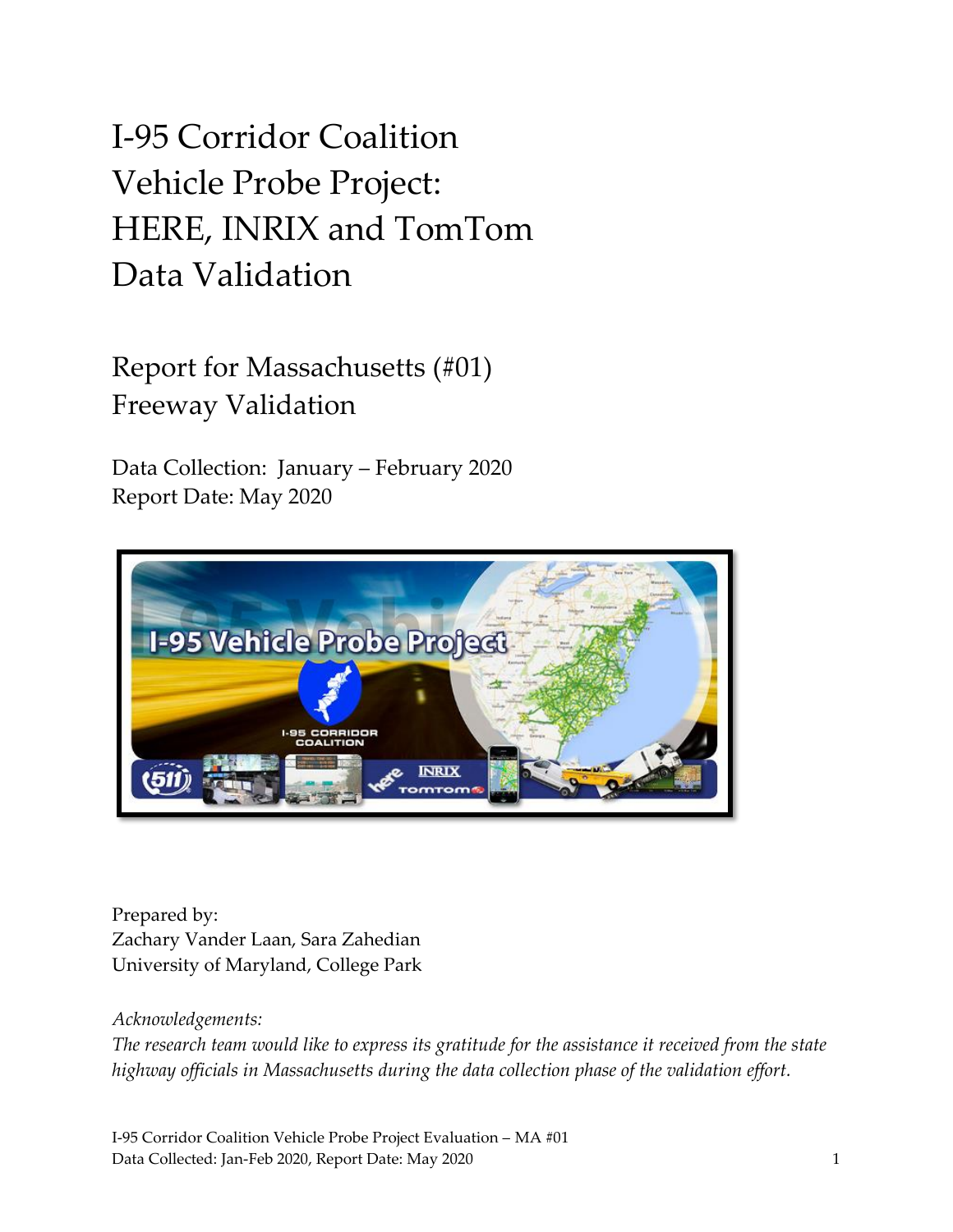# I-95 Corridor Coalition Vehicle Probe Project: HERE, INRIX and TomTom Data Validation

## Report for Massachusetts (#01) Freeway Validation

Data Collection: January – February 2020
Report Date: May 2020

Prepared by:
Zachary Vander Laan, Sara Zahedian
University of Maryland, College Park

*Acknowledgements:*
*The research team would like to express its gratitude for the assistance it received from the state highway officials in Massachusetts during the data collection phase of the validation effort.*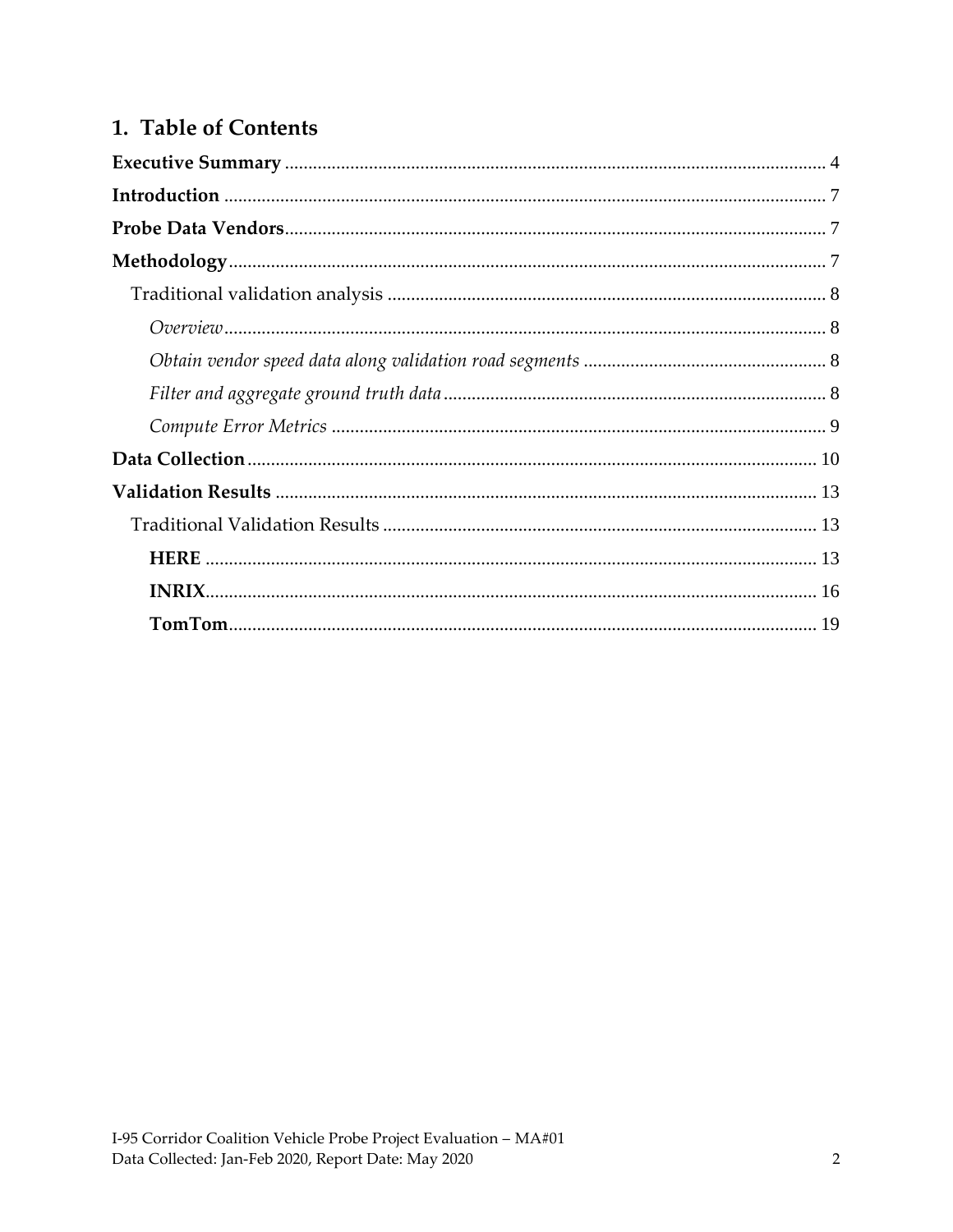# 1. Table of Contents

**Executive Summary** .......... 4

**Introduction** .......... 7

**Probe Data Vendors** .......... 7

**Methodology** .......... 7

- Traditional validation analysis .......... 8
  - *Overview* .......... 8
  - *Obtain vendor speed data along validation road segments* .......... 8
  - *Filter and aggregate ground truth data* .......... 8
  - *Compute Error Metrics* .......... 9

**Data Collection** .......... 10

**Validation Results** .......... 13

- Traditional Validation Results .......... 13
  - **HERE** .......... 13
  - **INRIX** .......... 16
  - **TomTom** .......... 19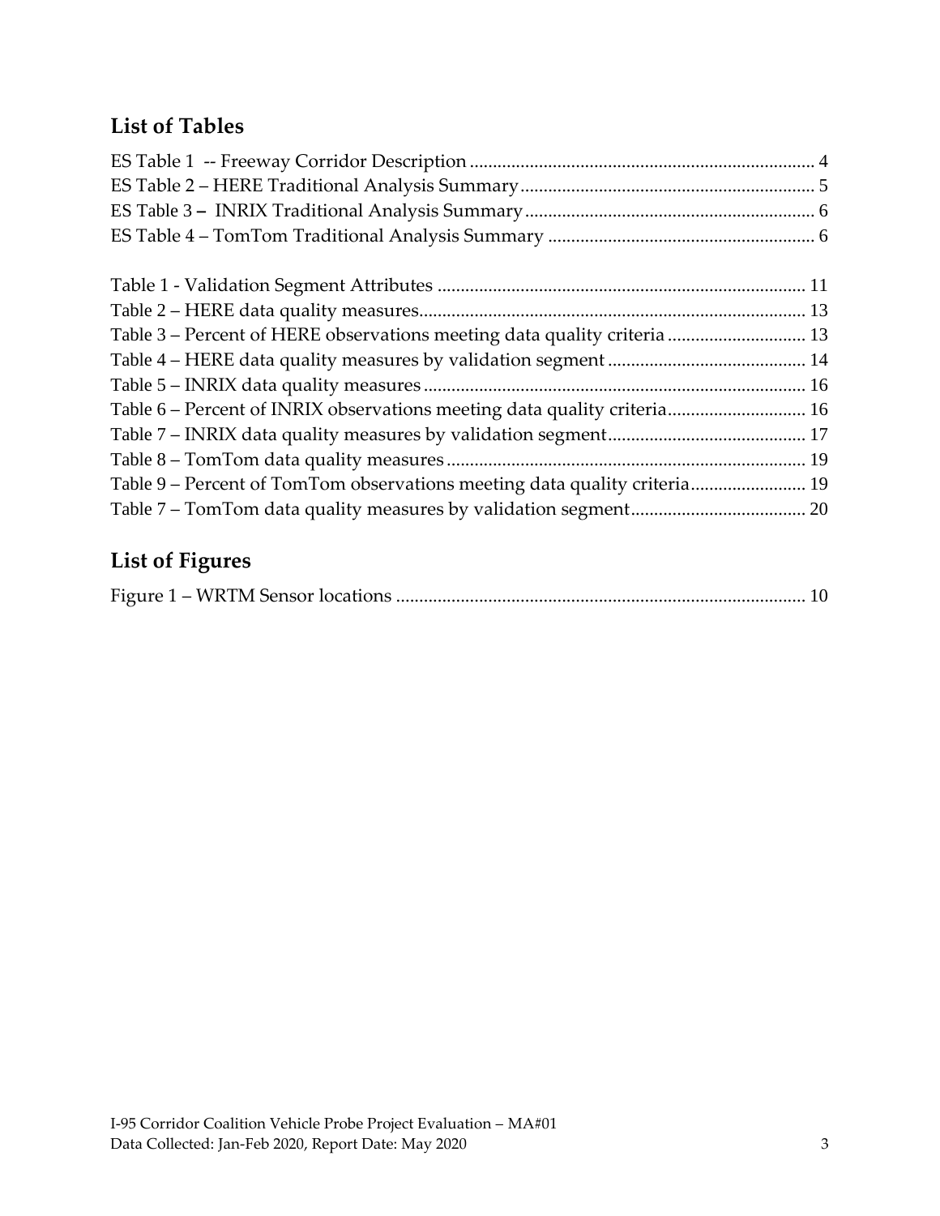## List of Tables

ES Table 1 -- Freeway Corridor Description ........................................................................ 4
ES Table 2 – HERE Traditional Analysis Summary ................................................................ 5
ES Table 3 – INRIX Traditional Analysis Summary ................................................................ 6
ES Table 4 – TomTom Traditional Analysis Summary ........................................................... 6

Table 1 - Validation Segment Attributes ............................................................................... 11
Table 2 – HERE data quality measures.................................................................................. 13
Table 3 – Percent of HERE observations meeting data quality criteria ............................... 13
Table 4 – HERE data quality measures by validation segment ........................................... 14
Table 5 – INRIX data quality measures ................................................................................. 16
Table 6 – Percent of INRIX observations meeting data quality criteria.............................. 16
Table 7 – INRIX data quality measures by validation segment........................................... 17
Table 8 – TomTom data quality measures ............................................................................ 19
Table 9 – Percent of TomTom observations meeting data quality criteria.......................... 19
Table 7 – TomTom data quality measures by validation segment...................................... 20

## List of Figures

Figure 1 – WRTM Sensor locations ........................................................................................ 10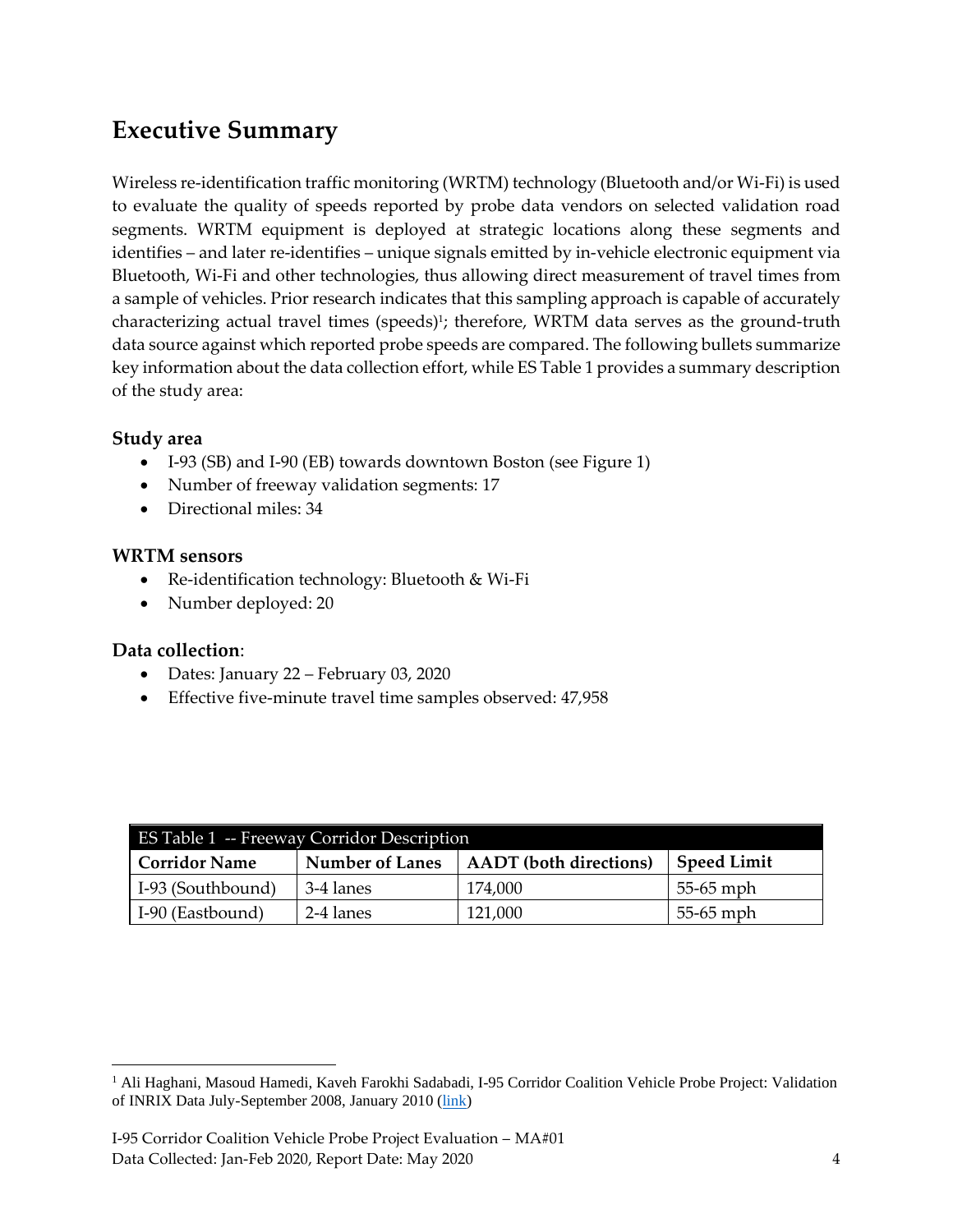## Executive Summary

Wireless re-identification traffic monitoring (WRTM) technology (Bluetooth and/or Wi-Fi) is used to evaluate the quality of speeds reported by probe data vendors on selected validation road segments. WRTM equipment is deployed at strategic locations along these segments and identifies – and later re-identifies – unique signals emitted by in-vehicle electronic equipment via Bluetooth, Wi-Fi and other technologies, thus allowing direct measurement of travel times from a sample of vehicles. Prior research indicates that this sampling approach is capable of accurately characterizing actual travel times (speeds)[1]; therefore, WRTM data serves as the ground-truth data source against which reported probe speeds are compared. The following bullets summarize key information about the data collection effort, while ES Table 1 provides a summary description of the study area:

### Study area

- I-93 (SB) and I-90 (EB) towards downtown Boston (see Figure 1)
- Number of freeway validation segments: 17
- Directional miles: 34

### WRTM sensors

- Re-identification technology: Bluetooth & Wi-Fi
- Number deployed: 20

### Data collection:

- Dates: January 22 – February 03, 2020
- Effective five-minute travel time samples observed: 47,958

| ES Table 1 -- Freeway Corridor Description | | | |
|---|---|---|---|
| **Corridor Name** | **Number of Lanes** | **AADT (both directions)** | **Speed Limit** |
| I-93 (Southbound) | 3-4 lanes | 174,000 | 55-65 mph |
| I-90 (Eastbound) | 2-4 lanes | 121,000 | 55-65 mph |

[1] Ali Haghani, Masoud Hamedi, Kaveh Farokhi Sadabadi, I-95 Corridor Coalition Vehicle Probe Project: Validation of INRIX Data July-September 2008, January 2010 (link)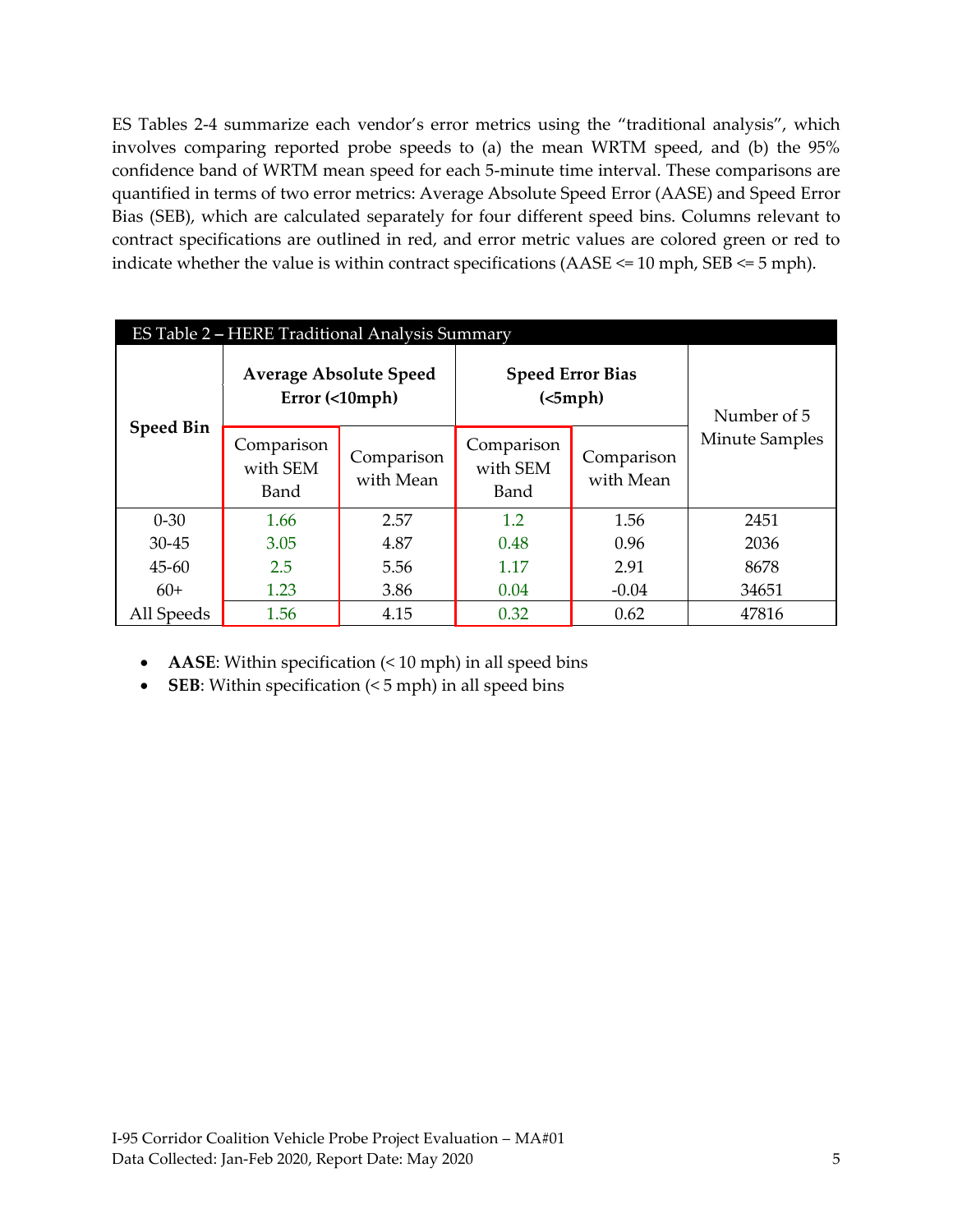ES Tables 2-4 summarize each vendor's error metrics using the "traditional analysis", which involves comparing reported probe speeds to (a) the mean WRTM speed, and (b) the 95% confidence band of WRTM mean speed for each 5-minute time interval. These comparisons are quantified in terms of two error metrics: Average Absolute Speed Error (AASE) and Speed Error Bias (SEB), which are calculated separately for four different speed bins. Columns relevant to contract specifications are outlined in red, and error metric values are colored green or red to indicate whether the value is within contract specifications (AASE <= 10 mph, SEB <= 5 mph).

ES Table 2 – HERE Traditional Analysis Summary

| Speed Bin | Average Absolute Speed Error (<10mph) | | Speed Error Bias (<5mph) | | Number of 5 Minute Samples |
|---|---|---|---|---|---|
| | Comparison with SEM Band | Comparison with Mean | Comparison with SEM Band | Comparison with Mean | |
| 0-30 | 1.66 | 2.57 | 1.2 | 1.56 | 2451 |
| 30-45 | 3.05 | 4.87 | 0.48 | 0.96 | 2036 |
| 45-60 | 2.5 | 5.56 | 1.17 | 2.91 | 8678 |
| 60+ | 1.23 | 3.86 | 0.04 | -0.04 | 34651 |
| All Speeds | 1.56 | 4.15 | 0.32 | 0.62 | 47816 |

- **AASE**: Within specification (< 10 mph) in all speed bins
- **SEB**: Within specification (< 5 mph) in all speed bins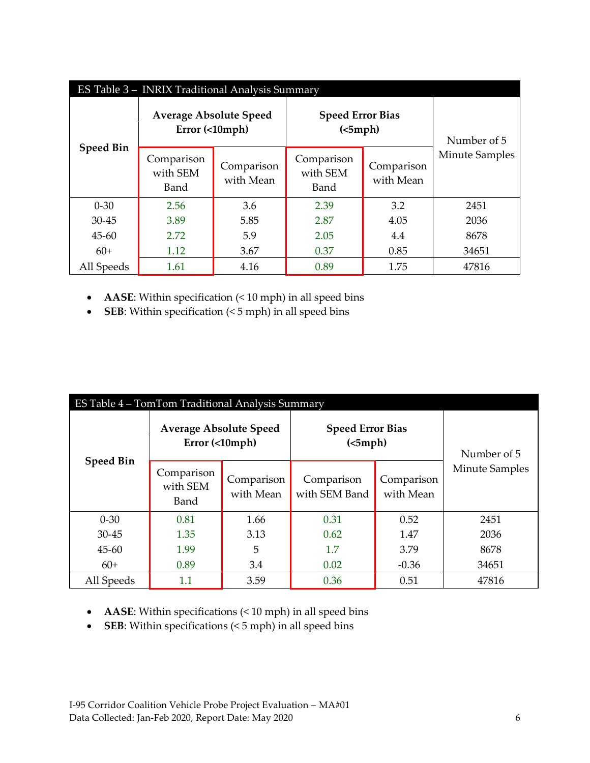| ES Table 3 – INRIX Traditional Analysis Summary | | | | | |
|---|---|---|---|---|---|
| **Speed Bin** | **Average Absolute Speed Error (<10mph)** | | **Speed Error Bias (<5mph)** | | Number of 5 Minute Samples |
| | Comparison with SEM Band | Comparison with Mean | Comparison with SEM Band | Comparison with Mean | |
| 0-30 | 2.56 | 3.6 | 2.39 | 3.2 | 2451 |
| 30-45 | 3.89 | 5.85 | 2.87 | 4.05 | 2036 |
| 45-60 | 2.72 | 5.9 | 2.05 | 4.4 | 8678 |
| 60+ | 1.12 | 3.67 | 0.37 | 0.85 | 34651 |
| All Speeds | 1.61 | 4.16 | 0.89 | 1.75 | 47816 |

- **AASE**: Within specification (< 10 mph) in all speed bins
- **SEB**: Within specification (< 5 mph) in all speed bins

| ES Table 4 – TomTom Traditional Analysis Summary | | | | | |
|---|---|---|---|---|---|
| **Speed Bin** | **Average Absolute Speed Error (<10mph)** | | **Speed Error Bias (<5mph)** | | Number of 5 Minute Samples |
| | Comparison with SEM Band | Comparison with Mean | Comparison with SEM Band | Comparison with Mean | |
| 0-30 | 0.81 | 1.66 | 0.31 | 0.52 | 2451 |
| 30-45 | 1.35 | 3.13 | 0.62 | 1.47 | 2036 |
| 45-60 | 1.99 | 5 | 1.7 | 3.79 | 8678 |
| 60+ | 0.89 | 3.4 | 0.02 | -0.36 | 34651 |
| All Speeds | 1.1 | 3.59 | 0.36 | 0.51 | 47816 |

- **AASE**: Within specifications (< 10 mph) in all speed bins
- **SEB**: Within specifications (< 5 mph) in all speed bins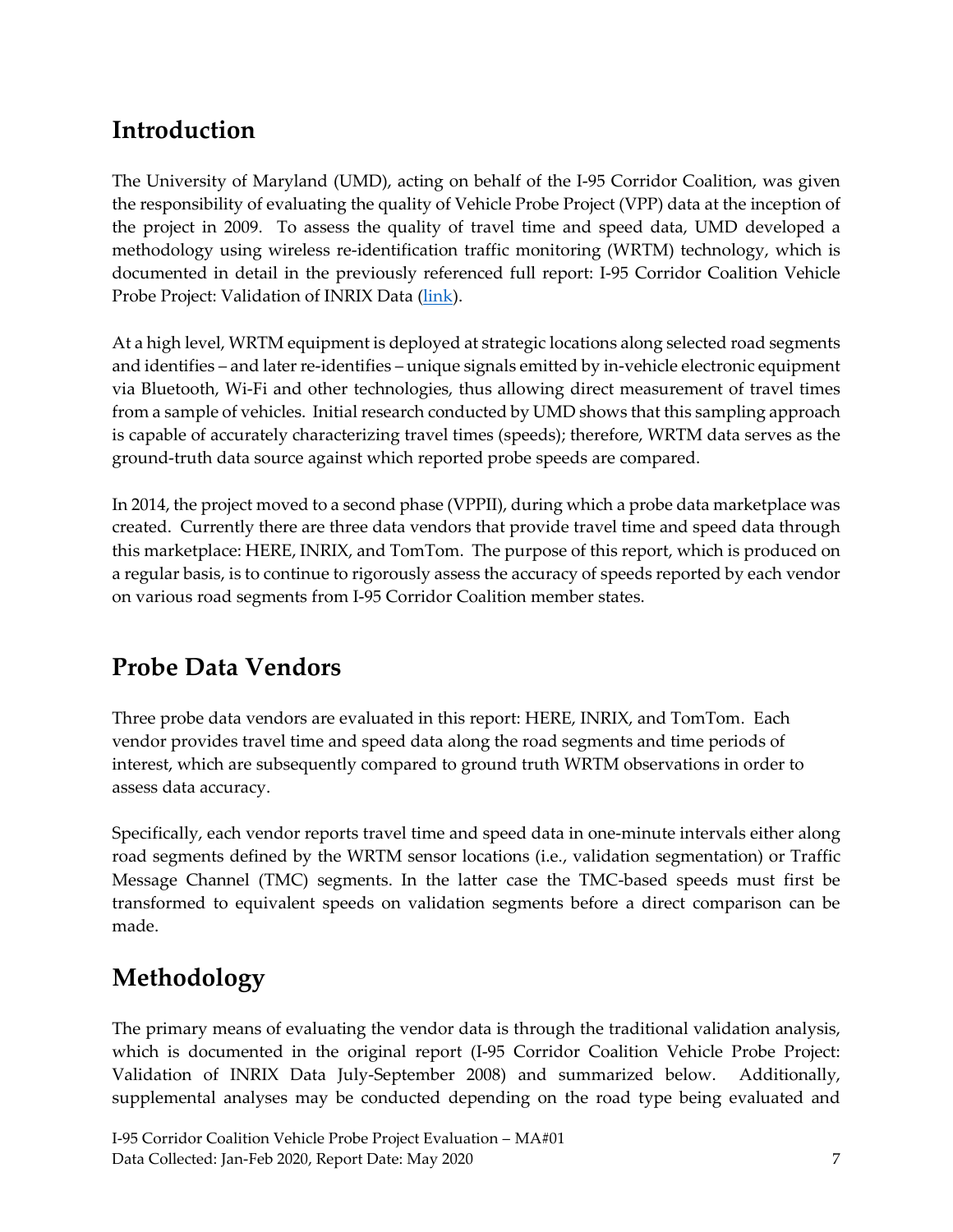## Introduction

The University of Maryland (UMD), acting on behalf of the I-95 Corridor Coalition, was given the responsibility of evaluating the quality of Vehicle Probe Project (VPP) data at the inception of the project in 2009. To assess the quality of travel time and speed data, UMD developed a methodology using wireless re-identification traffic monitoring (WRTM) technology, which is documented in detail in the previously referenced full report: I-95 Corridor Coalition Vehicle Probe Project: Validation of INRIX Data (link).

At a high level, WRTM equipment is deployed at strategic locations along selected road segments and identifies – and later re-identifies – unique signals emitted by in-vehicle electronic equipment via Bluetooth, Wi-Fi and other technologies, thus allowing direct measurement of travel times from a sample of vehicles. Initial research conducted by UMD shows that this sampling approach is capable of accurately characterizing travel times (speeds); therefore, WRTM data serves as the ground-truth data source against which reported probe speeds are compared.

In 2014, the project moved to a second phase (VPPII), during which a probe data marketplace was created. Currently there are three data vendors that provide travel time and speed data through this marketplace: HERE, INRIX, and TomTom. The purpose of this report, which is produced on a regular basis, is to continue to rigorously assess the accuracy of speeds reported by each vendor on various road segments from I-95 Corridor Coalition member states.

## Probe Data Vendors

Three probe data vendors are evaluated in this report: HERE, INRIX, and TomTom. Each vendor provides travel time and speed data along the road segments and time periods of interest, which are subsequently compared to ground truth WRTM observations in order to assess data accuracy.

Specifically, each vendor reports travel time and speed data in one-minute intervals either along road segments defined by the WRTM sensor locations (i.e., validation segmentation) or Traffic Message Channel (TMC) segments. In the latter case the TMC-based speeds must first be transformed to equivalent speeds on validation segments before a direct comparison can be made.

## Methodology

The primary means of evaluating the vendor data is through the traditional validation analysis, which is documented in the original report (I-95 Corridor Coalition Vehicle Probe Project: Validation of INRIX Data July-September 2008) and summarized below. Additionally, supplemental analyses may be conducted depending on the road type being evaluated and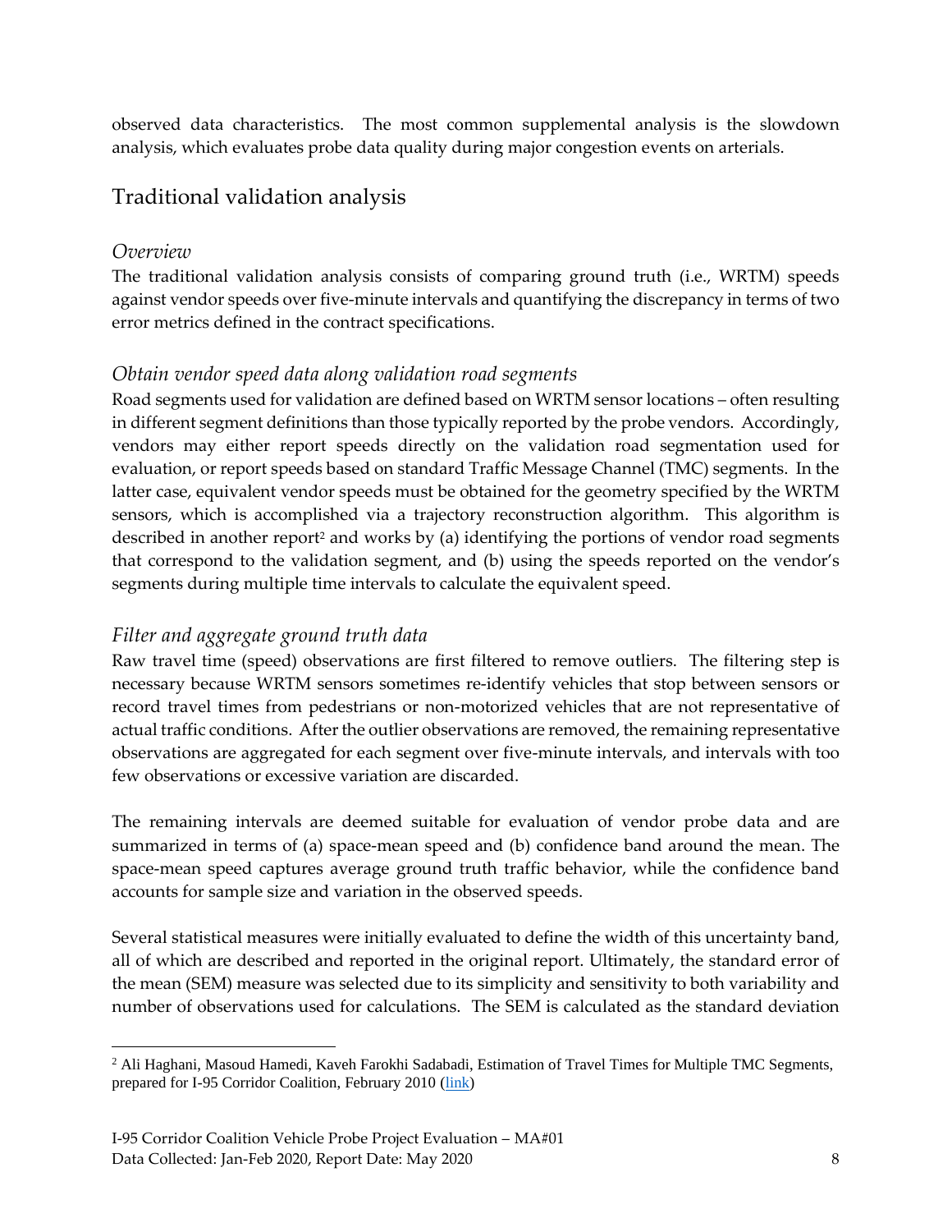observed data characteristics. The most common supplemental analysis is the slowdown analysis, which evaluates probe data quality during major congestion events on arterials.

## Traditional validation analysis

### *Overview*

The traditional validation analysis consists of comparing ground truth (i.e., WRTM) speeds against vendor speeds over five-minute intervals and quantifying the discrepancy in terms of two error metrics defined in the contract specifications.

### *Obtain vendor speed data along validation road segments*

Road segments used for validation are defined based on WRTM sensor locations – often resulting in different segment definitions than those typically reported by the probe vendors. Accordingly, vendors may either report speeds directly on the validation road segmentation used for evaluation, or report speeds based on standard Traffic Message Channel (TMC) segments. In the latter case, equivalent vendor speeds must be obtained for the geometry specified by the WRTM sensors, which is accomplished via a trajectory reconstruction algorithm. This algorithm is described in another report[2] and works by (a) identifying the portions of vendor road segments that correspond to the validation segment, and (b) using the speeds reported on the vendor's segments during multiple time intervals to calculate the equivalent speed.

### *Filter and aggregate ground truth data*

Raw travel time (speed) observations are first filtered to remove outliers. The filtering step is necessary because WRTM sensors sometimes re-identify vehicles that stop between sensors or record travel times from pedestrians or non-motorized vehicles that are not representative of actual traffic conditions. After the outlier observations are removed, the remaining representative observations are aggregated for each segment over five-minute intervals, and intervals with too few observations or excessive variation are discarded.

The remaining intervals are deemed suitable for evaluation of vendor probe data and are summarized in terms of (a) space-mean speed and (b) confidence band around the mean. The space-mean speed captures average ground truth traffic behavior, while the confidence band accounts for sample size and variation in the observed speeds.

Several statistical measures were initially evaluated to define the width of this uncertainty band, all of which are described and reported in the original report. Ultimately, the standard error of the mean (SEM) measure was selected due to its simplicity and sensitivity to both variability and number of observations used for calculations. The SEM is calculated as the standard deviation

---

[2] Ali Haghani, Masoud Hamedi, Kaveh Farokhi Sadabadi, Estimation of Travel Times for Multiple TMC Segments, prepared for I-95 Corridor Coalition, February 2010 (link)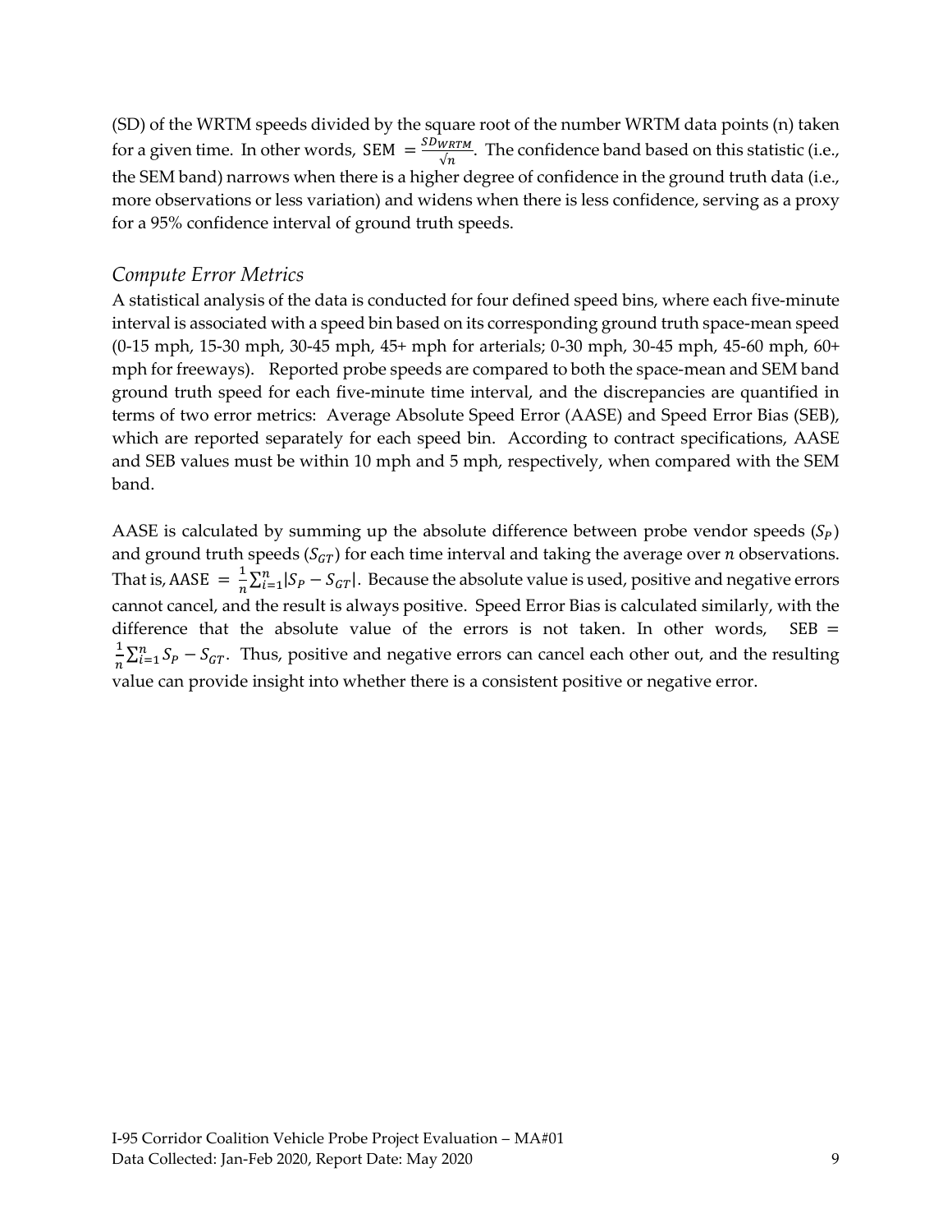(SD) of the WRTM speeds divided by the square root of the number WRTM data points (n) taken for a given time. In other words, $\text{SEM} = \frac{SD_{WRTM}}{\sqrt{n}}$. The confidence band based on this statistic (i.e., the SEM band) narrows when there is a higher degree of confidence in the ground truth data (i.e., more observations or less variation) and widens when there is less confidence, serving as a proxy for a 95% confidence interval of ground truth speeds.

### *Compute Error Metrics*

A statistical analysis of the data is conducted for four defined speed bins, where each five-minute interval is associated with a speed bin based on its corresponding ground truth space-mean speed (0-15 mph, 15-30 mph, 30-45 mph, 45+ mph for arterials; 0-30 mph, 30-45 mph, 45-60 mph, 60+ mph for freeways). Reported probe speeds are compared to both the space-mean and SEM band ground truth speed for each five-minute time interval, and the discrepancies are quantified in terms of two error metrics: Average Absolute Speed Error (AASE) and Speed Error Bias (SEB), which are reported separately for each speed bin. According to contract specifications, AASE and SEB values must be within 10 mph and 5 mph, respectively, when compared with the SEM band.

AASE is calculated by summing up the absolute difference between probe vendor speeds ($S_P$) and ground truth speeds ($S_{GT}$) for each time interval and taking the average over $n$ observations. That is, $\text{AASE} = \frac{1}{n}\sum_{i=1}^{n}|S_P - S_{GT}|$. Because the absolute value is used, positive and negative errors cannot cancel, and the result is always positive. Speed Error Bias is calculated similarly, with the difference that the absolute value of the errors is not taken. In other words, $\text{SEB} = \frac{1}{n}\sum_{i=1}^{n} S_P - S_{GT}$. Thus, positive and negative errors can cancel each other out, and the resulting value can provide insight into whether there is a consistent positive or negative error.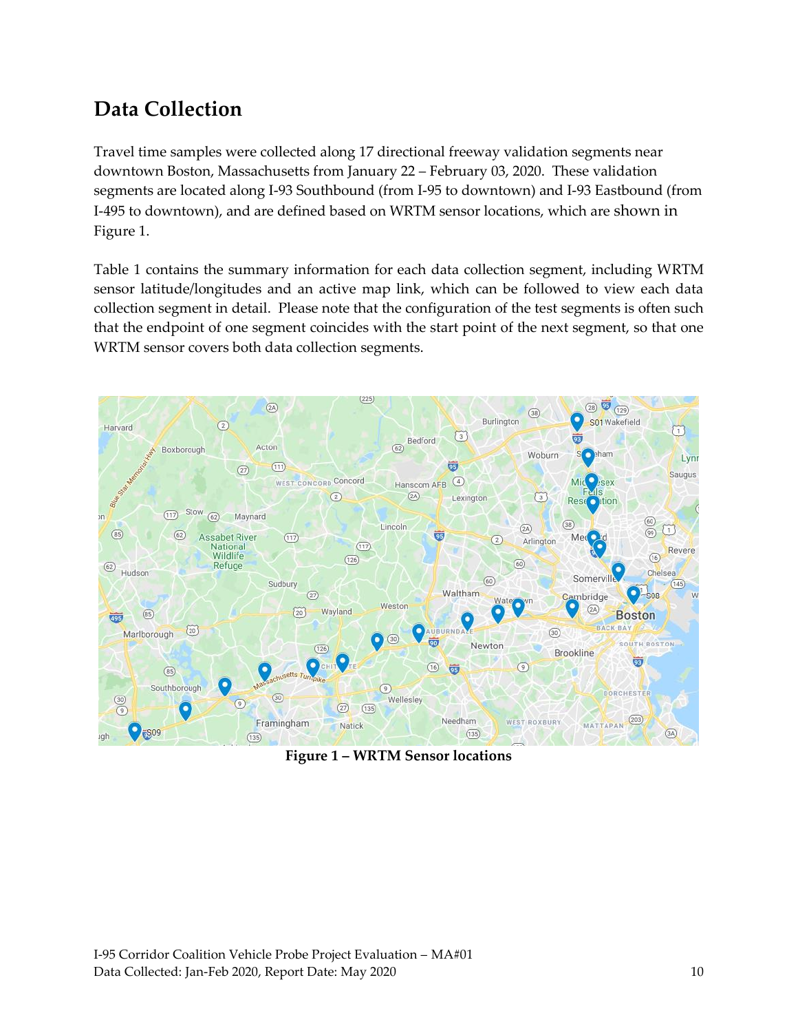## Data Collection

Travel time samples were collected along 17 directional freeway validation segments near downtown Boston, Massachusetts from January 22 – February 03, 2020. These validation segments are located along I-93 Southbound (from I-95 to downtown) and I-93 Eastbound (from I-495 to downtown), and are defined based on WRTM sensor locations, which are shown in Figure 1.

Table 1 contains the summary information for each data collection segment, including WRTM sensor latitude/longitudes and an active map link, which can be followed to view each data collection segment in detail. Please note that the configuration of the test segments is often such that the endpoint of one segment coincides with the start point of the next segment, so that one WRTM sensor covers both data collection segments.

**Figure 1 – WRTM Sensor locations**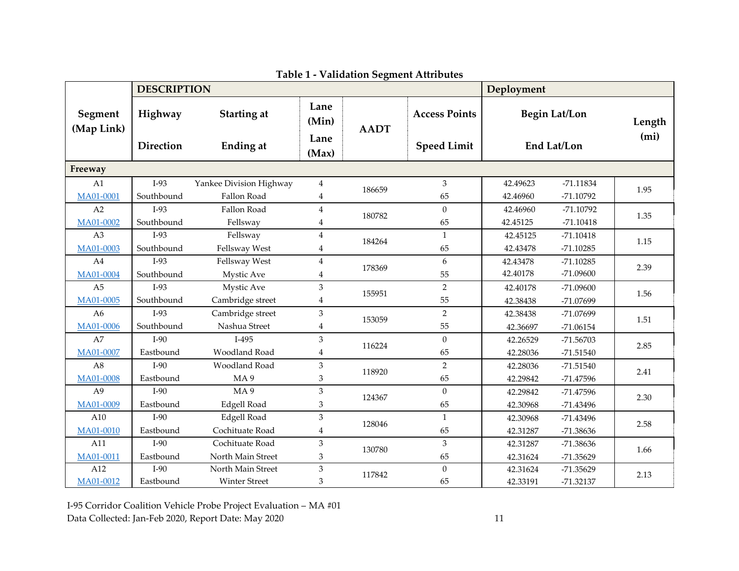**Table 1 - Validation Segment Attributes**

| Segment (Map Link) | DESCRIPTION Highway / Direction | Starting at / Ending at | Lane (Min) / Lane (Max) | AADT | Access Points / Speed Limit | Deployment Begin Lat/Lon / End Lat/Lon | | Length (mi) |
|---|---|---|---|---|---|---|---|---|
| **Freeway** | | | | | | | | |
| A1 | I-93 | Yankee Division Highway | 4 | 186659 | 3 | 42.49623 | -71.11834 | 1.95 |
| MA01-0001 | Southbound | Fallon Road | 4 | | 65 | 42.46960 | -71.10792 | |
| A2 | I-93 | Fallon Road | 4 | 180782 | 0 | 42.46960 | -71.10792 | 1.35 |
| MA01-0002 | Southbound | Fellsway | 4 | | 65 | 42.45125 | -71.10418 | |
| A3 | I-93 | Fellsway | 4 | 184264 | 1 | 42.45125 | -71.10418 | 1.15 |
| MA01-0003 | Southbound | Fellsway West | 4 | | 65 | 42.43478 | -71.10285 | |
| A4 | I-93 | Fellsway West | 4 | 178369 | 6 | 42.43478 | -71.10285 | 2.39 |
| MA01-0004 | Southbound | Mystic Ave | 4 | | 55 | 42.40178 | -71.09600 | |
| A5 | I-93 | Mystic Ave | 3 | 155951 | 2 | 42.40178 | -71.09600 | 1.56 |
| MA01-0005 | Southbound | Cambridge street | 4 | | 55 | 42.38438 | -71.07699 | |
| A6 | I-93 | Cambridge street | 3 | 153059 | 2 | 42.38438 | -71.07699 | 1.51 |
| MA01-0006 | Southbound | Nashua Street | 4 | | 55 | 42.36697 | -71.06154 | |
| A7 | I-90 | I-495 | 3 | 116224 | 0 | 42.26529 | -71.56703 | 2.85 |
| MA01-0007 | Eastbound | Woodland Road | 4 | | 65 | 42.28036 | -71.51540 | |
| A8 | I-90 | Woodland Road | 3 | 118920 | 2 | 42.28036 | -71.51540 | 2.41 |
| MA01-0008 | Eastbound | MA 9 | 3 | | 65 | 42.29842 | -71.47596 | |
| A9 | I-90 | MA 9 | 3 | 124367 | 0 | 42.29842 | -71.47596 | 2.30 |
| MA01-0009 | Eastbound | Edgell Road | 3 | | 65 | 42.30968 | -71.43496 | |
| A10 | I-90 | Edgell Road | 3 | 128046 | 1 | 42.30968 | -71.43496 | 2.58 |
| MA01-0010 | Eastbound | Cochituate Road | 4 | | 65 | 42.31287 | -71.38636 | |
| A11 | I-90 | Cochituate Road | 3 | 130780 | 3 | 42.31287 | -71.38636 | 1.66 |
| MA01-0011 | Eastbound | North Main Street | 3 | | 65 | 42.31624 | -71.35629 | |
| A12 | I-90 | North Main Street | 3 | 117842 | 0 | 42.31624 | -71.35629 | 2.13 |
| MA01-0012 | Eastbound | Winter Street | 3 | | 65 | 42.33191 | -71.32137 | |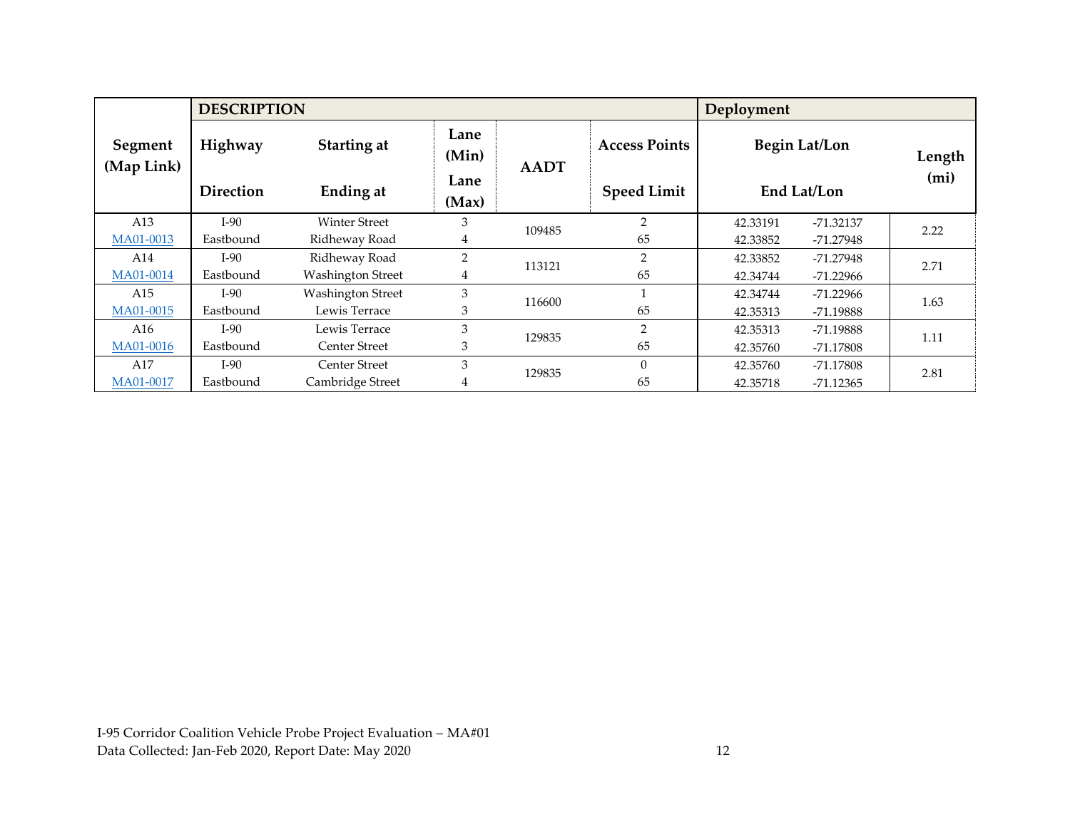| Segment (Map Link) | DESCRIPTION | | | | | Deployment | | |
|---|---|---|---|---|---|---|---|---|
| | Highway / Direction | Starting at / Ending at | Lane (Min) / Lane (Max) | AADT | Access Points / Speed Limit | Begin Lat/Lon / End Lat/Lon | | Length (mi) |
| A13 MA01-0013 | I-90 Eastbound | Winter Street / Ridheway Road | 3 / 4 | 109485 | 2 / 65 | 42.33191 / 42.33852 | -71.32137 / -71.27948 | 2.22 |
| A14 MA01-0014 | I-90 Eastbound | Ridheway Road / Washington Street | 2 / 4 | 113121 | 2 / 65 | 42.33852 / 42.34744 | -71.27948 / -71.22966 | 2.71 |
| A15 MA01-0015 | I-90 Eastbound | Washington Street / Lewis Terrace | 3 / 3 | 116600 | 1 / 65 | 42.34744 / 42.35313 | -71.22966 / -71.19888 | 1.63 |
| A16 MA01-0016 | I-90 Eastbound | Lewis Terrace / Center Street | 3 / 3 | 129835 | 2 / 65 | 42.35313 / 42.35760 | -71.19888 / -71.17808 | 1.11 |
| A17 MA01-0017 | I-90 Eastbound | Center Street / Cambridge Street | 3 / 4 | 129835 | 0 / 65 | 42.35760 / 42.35718 | -71.17808 / -71.12365 | 2.81 |

I-95 Corridor Coalition Vehicle Probe Project Evaluation – MA#01
Data Collected: Jan-Feb 2020, Report Date: May 2020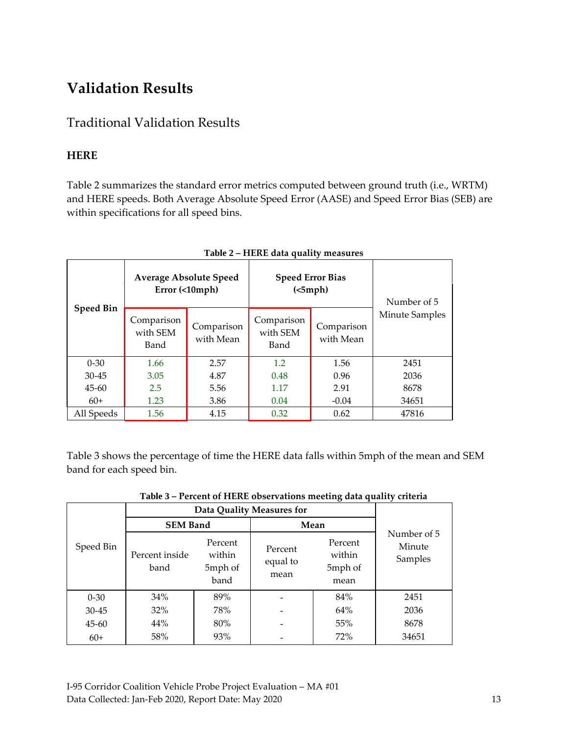# Validation Results

## Traditional Validation Results

### HERE

Table 2 summarizes the standard error metrics computed between ground truth (i.e., WRTM) and HERE speeds. Both Average Absolute Speed Error (AASE) and Speed Error Bias (SEB) are within specifications for all speed bins.

**Table 2 – HERE data quality measures**

| Speed Bin | Average Absolute Speed Error (<10mph) | | Speed Error Bias (<5mph) | | Number of 5 Minute Samples |
|---|---|---|---|---|---|
| | Comparison with SEM Band | Comparison with Mean | Comparison with SEM Band | Comparison with Mean | |
| 0-30 | 1.66 | 2.57 | 1.2 | 1.56 | 2451 |
| 30-45 | 3.05 | 4.87 | 0.48 | 0.96 | 2036 |
| 45-60 | 2.5 | 5.56 | 1.17 | 2.91 | 8678 |
| 60+ | 1.23 | 3.86 | 0.04 | -0.04 | 34651 |
| All Speeds | 1.56 | 4.15 | 0.32 | 0.62 | 47816 |

Table 3 shows the percentage of time the HERE data falls within 5mph of the mean and SEM band for each speed bin.

**Table 3 – Percent of HERE observations meeting data quality criteria**

| Speed Bin | Data Quality Measures for | | | | Number of 5 Minute Samples |
|---|---|---|---|---|---|
| | SEM Band | | Mean | | |
| | Percent inside band | Percent within 5mph of band | Percent equal to mean | Percent within 5mph of mean | |
| 0-30 | 34% | 89% | - | 84% | 2451 |
| 30-45 | 32% | 78% | - | 64% | 2036 |
| 45-60 | 44% | 80% | - | 55% | 8678 |
| 60+ | 58% | 93% | - | 72% | 34651 |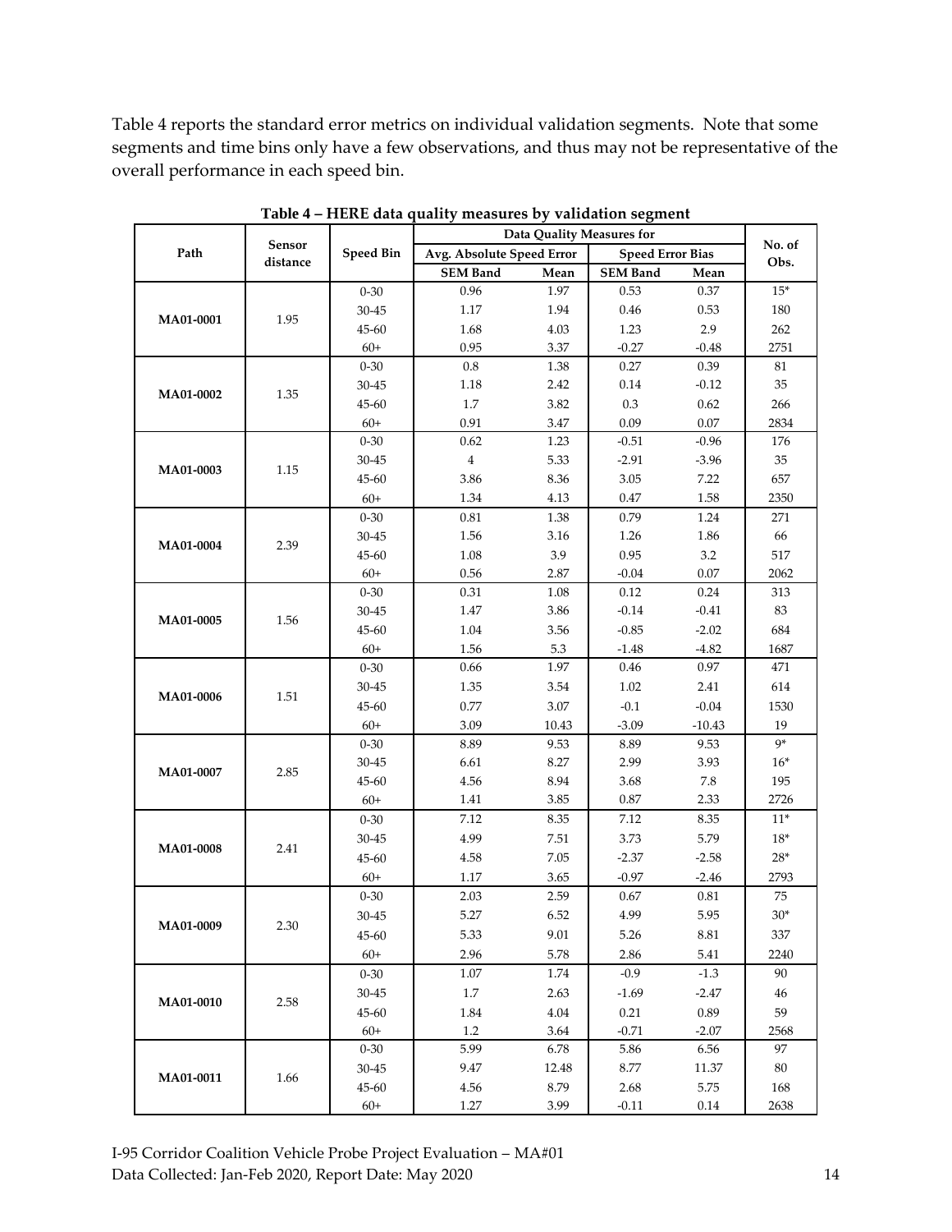Table 4 reports the standard error metrics on individual validation segments. Note that some segments and time bins only have a few observations, and thus may not be representative of the overall performance in each speed bin.

**Table 4 – HERE data quality measures by validation segment**

| Path | Sensor distance | Speed Bin | Data Quality Measures for | | | | No. of Obs. |
|---|---|---|---|---|---|---|---|
| | | | Avg. Absolute Speed Error | | Speed Error Bias | | |
| | | | SEM Band | Mean | SEM Band | Mean | |
| MA01-0001 | 1.95 | 0-30 | 0.96 | 1.97 | 0.53 | 0.37 | 15* |
| | | 30-45 | 1.17 | 1.94 | 0.46 | 0.53 | 180 |
| | | 45-60 | 1.68 | 4.03 | 1.23 | 2.9 | 262 |
| | | 60+ | 0.95 | 3.37 | -0.27 | -0.48 | 2751 |
| MA01-0002 | 1.35 | 0-30 | 0.8 | 1.38 | 0.27 | 0.39 | 81 |
| | | 30-45 | 1.18 | 2.42 | 0.14 | -0.12 | 35 |
| | | 45-60 | 1.7 | 3.82 | 0.3 | 0.62 | 266 |
| | | 60+ | 0.91 | 3.47 | 0.09 | 0.07 | 2834 |
| MA01-0003 | 1.15 | 0-30 | 0.62 | 1.23 | -0.51 | -0.96 | 176 |
| | | 30-45 | 4 | 5.33 | -2.91 | -3.96 | 35 |
| | | 45-60 | 3.86 | 8.36 | 3.05 | 7.22 | 657 |
| | | 60+ | 1.34 | 4.13 | 0.47 | 1.58 | 2350 |
| MA01-0004 | 2.39 | 0-30 | 0.81 | 1.38 | 0.79 | 1.24 | 271 |
| | | 30-45 | 1.56 | 3.16 | 1.26 | 1.86 | 66 |
| | | 45-60 | 1.08 | 3.9 | 0.95 | 3.2 | 517 |
| | | 60+ | 0.56 | 2.87 | -0.04 | 0.07 | 2062 |
| MA01-0005 | 1.56 | 0-30 | 0.31 | 1.08 | 0.12 | 0.24 | 313 |
| | | 30-45 | 1.47 | 3.86 | -0.14 | -0.41 | 83 |
| | | 45-60 | 1.04 | 3.56 | -0.85 | -2.02 | 684 |
| | | 60+ | 1.56 | 5.3 | -1.48 | -4.82 | 1687 |
| MA01-0006 | 1.51 | 0-30 | 0.66 | 1.97 | 0.46 | 0.97 | 471 |
| | | 30-45 | 1.35 | 3.54 | 1.02 | 2.41 | 614 |
| | | 45-60 | 0.77 | 3.07 | -0.1 | -0.04 | 1530 |
| | | 60+ | 3.09 | 10.43 | -3.09 | -10.43 | 19 |
| MA01-0007 | 2.85 | 0-30 | 8.89 | 9.53 | 8.89 | 9.53 | 9* |
| | | 30-45 | 6.61 | 8.27 | 2.99 | 3.93 | 16* |
| | | 45-60 | 4.56 | 8.94 | 3.68 | 7.8 | 195 |
| | | 60+ | 1.41 | 3.85 | 0.87 | 2.33 | 2726 |
| MA01-0008 | 2.41 | 0-30 | 7.12 | 8.35 | 7.12 | 8.35 | 11* |
| | | 30-45 | 4.99 | 7.51 | 3.73 | 5.79 | 18* |
| | | 45-60 | 4.58 | 7.05 | -2.37 | -2.58 | 28* |
| | | 60+ | 1.17 | 3.65 | -0.97 | -2.46 | 2793 |
| MA01-0009 | 2.30 | 0-30 | 2.03 | 2.59 | 0.67 | 0.81 | 75 |
| | | 30-45 | 5.27 | 6.52 | 4.99 | 5.95 | 30* |
| | | 45-60 | 5.33 | 9.01 | 5.26 | 8.81 | 337 |
| | | 60+ | 2.96 | 5.78 | 2.86 | 5.41 | 2240 |
| MA01-0010 | 2.58 | 0-30 | 1.07 | 1.74 | -0.9 | -1.3 | 90 |
| | | 30-45 | 1.7 | 2.63 | -1.69 | -2.47 | 46 |
| | | 45-60 | 1.84 | 4.04 | 0.21 | 0.89 | 59 |
| | | 60+ | 1.2 | 3.64 | -0.71 | -2.07 | 2568 |
| MA01-0011 | 1.66 | 0-30 | 5.99 | 6.78 | 5.86 | 6.56 | 97 |
| | | 30-45 | 9.47 | 12.48 | 8.77 | 11.37 | 80 |
| | | 45-60 | 4.56 | 8.79 | 2.68 | 5.75 | 168 |
| | | 60+ | 1.27 | 3.99 | -0.11 | 0.14 | 2638 |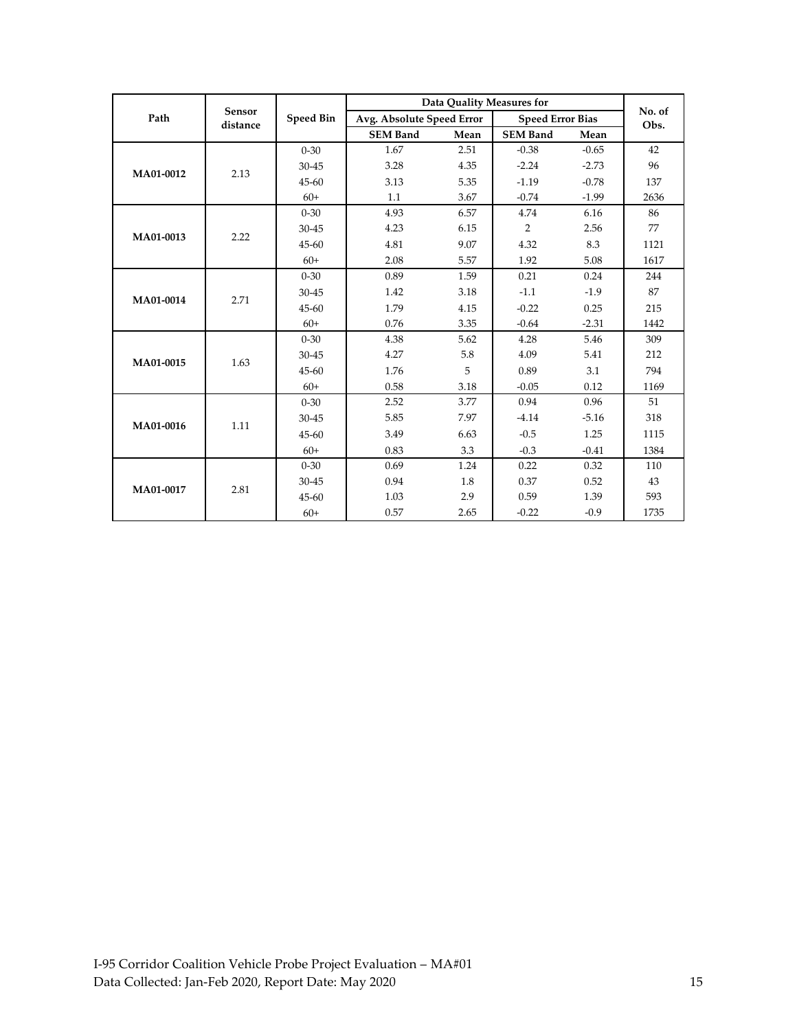| Path | Sensor distance | Speed Bin | Data Quality Measures for | | | | No. of Obs. |
|---|---|---|---|---|---|---|---|
| | | | Avg. Absolute Speed Error | | Speed Error Bias | | |
| | | | SEM Band | Mean | SEM Band | Mean | |
| MA01-0012 | 2.13 | 0-30 | 1.67 | 2.51 | -0.38 | -0.65 | 42 |
| | | 30-45 | 3.28 | 4.35 | -2.24 | -2.73 | 96 |
| | | 45-60 | 3.13 | 5.35 | -1.19 | -0.78 | 137 |
| | | 60+ | 1.1 | 3.67 | -0.74 | -1.99 | 2636 |
| MA01-0013 | 2.22 | 0-30 | 4.93 | 6.57 | 4.74 | 6.16 | 86 |
| | | 30-45 | 4.23 | 6.15 | 2 | 2.56 | 77 |
| | | 45-60 | 4.81 | 9.07 | 4.32 | 8.3 | 1121 |
| | | 60+ | 2.08 | 5.57 | 1.92 | 5.08 | 1617 |
| MA01-0014 | 2.71 | 0-30 | 0.89 | 1.59 | 0.21 | 0.24 | 244 |
| | | 30-45 | 1.42 | 3.18 | -1.1 | -1.9 | 87 |
| | | 45-60 | 1.79 | 4.15 | -0.22 | 0.25 | 215 |
| | | 60+ | 0.76 | 3.35 | -0.64 | -2.31 | 1442 |
| MA01-0015 | 1.63 | 0-30 | 4.38 | 5.62 | 4.28 | 5.46 | 309 |
| | | 30-45 | 4.27 | 5.8 | 4.09 | 5.41 | 212 |
| | | 45-60 | 1.76 | 5 | 0.89 | 3.1 | 794 |
| | | 60+ | 0.58 | 3.18 | -0.05 | 0.12 | 1169 |
| MA01-0016 | 1.11 | 0-30 | 2.52 | 3.77 | 0.94 | 0.96 | 51 |
| | | 30-45 | 5.85 | 7.97 | -4.14 | -5.16 | 318 |
| | | 45-60 | 3.49 | 6.63 | -0.5 | 1.25 | 1115 |
| | | 60+ | 0.83 | 3.3 | -0.3 | -0.41 | 1384 |
| MA01-0017 | 2.81 | 0-30 | 0.69 | 1.24 | 0.22 | 0.32 | 110 |
| | | 30-45 | 0.94 | 1.8 | 0.37 | 0.52 | 43 |
| | | 45-60 | 1.03 | 2.9 | 0.59 | 1.39 | 593 |
| | | 60+ | 0.57 | 2.65 | -0.22 | -0.9 | 1735 |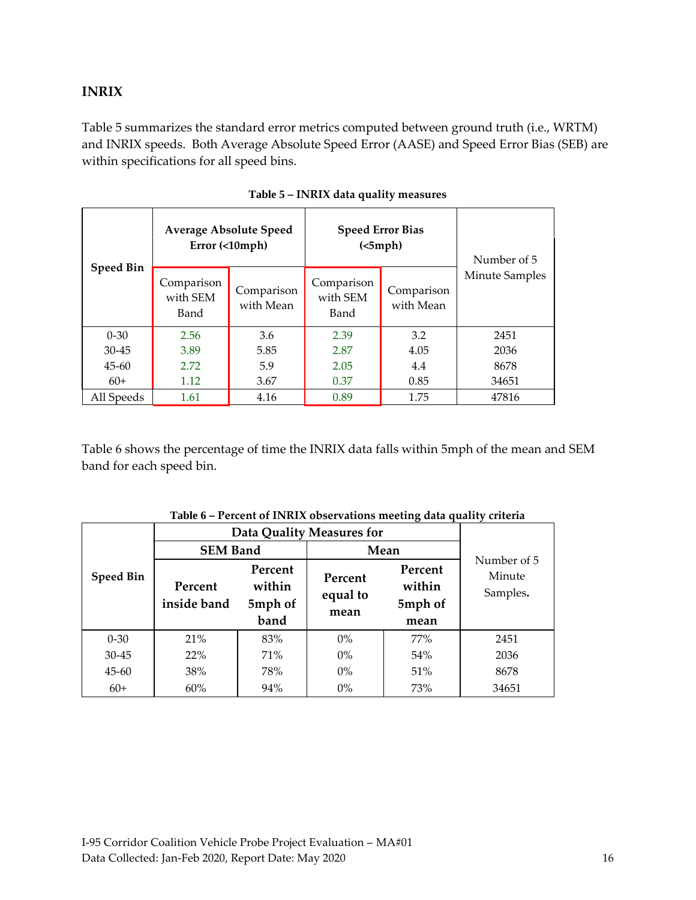## INRIX

Table 5 summarizes the standard error metrics computed between ground truth (i.e., WRTM) and INRIX speeds. Both Average Absolute Speed Error (AASE) and Speed Error Bias (SEB) are within specifications for all speed bins.

**Table 5 – INRIX data quality measures**

| Speed Bin | Average Absolute Speed Error (<10mph) | | Speed Error Bias (<5mph) | | Number of 5 Minute Samples |
|---|---|---|---|---|---|
| | Comparison with SEM Band | Comparison with Mean | Comparison with SEM Band | Comparison with Mean | |
| 0-30 | 2.56 | 3.6 | 2.39 | 3.2 | 2451 |
| 30-45 | 3.89 | 5.85 | 2.87 | 4.05 | 2036 |
| 45-60 | 2.72 | 5.9 | 2.05 | 4.4 | 8678 |
| 60+ | 1.12 | 3.67 | 0.37 | 0.85 | 34651 |
| All Speeds | 1.61 | 4.16 | 0.89 | 1.75 | 47816 |

Table 6 shows the percentage of time the INRIX data falls within 5mph of the mean and SEM band for each speed bin.

**Table 6 – Percent of INRIX observations meeting data quality criteria**

| Speed Bin | Data Quality Measures for | | | | Number of 5 Minute Samples. |
|---|---|---|---|---|---|
| | SEM Band | | Mean | | |
| | Percent inside band | Percent within 5mph of band | Percent equal to mean | Percent within 5mph of mean | |
| 0-30 | 21% | 83% | 0% | 77% | 2451 |
| 30-45 | 22% | 71% | 0% | 54% | 2036 |
| 45-60 | 38% | 78% | 0% | 51% | 8678 |
| 60+ | 60% | 94% | 0% | 73% | 34651 |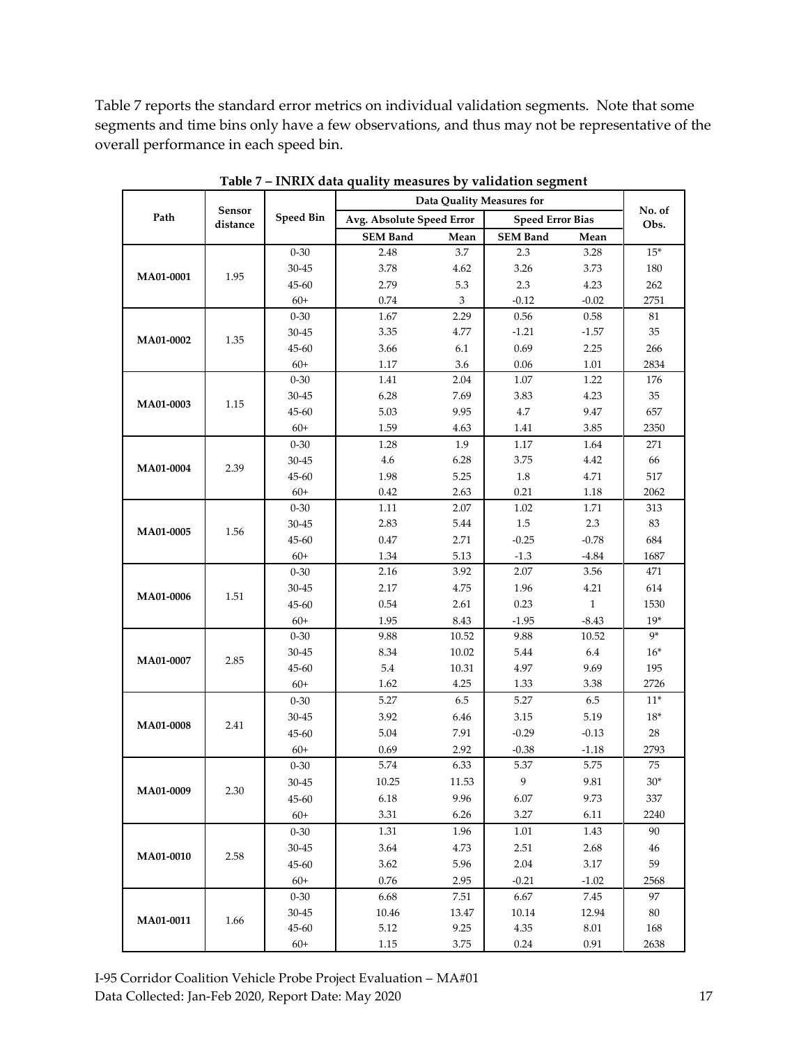Table 7 reports the standard error metrics on individual validation segments. Note that some segments and time bins only have a few observations, and thus may not be representative of the overall performance in each speed bin.

**Table 7 – INRIX data quality measures by validation segment**

| Path | Sensor distance | Speed Bin | Data Quality Measures for | | | | No. of Obs. |
|---|---|---|---|---|---|---|---|
| | | | Avg. Absolute Speed Error | | Speed Error Bias | | |
| | | | SEM Band | Mean | SEM Band | Mean | |
| MA01-0001 | 1.95 | 0-30 | 2.48 | 3.7 | 2.3 | 3.28 | 15* |
| | | 30-45 | 3.78 | 4.62 | 3.26 | 3.73 | 180 |
| | | 45-60 | 2.79 | 5.3 | 2.3 | 4.23 | 262 |
| | | 60+ | 0.74 | 3 | -0.12 | -0.02 | 2751 |
| MA01-0002 | 1.35 | 0-30 | 1.67 | 2.29 | 0.56 | 0.58 | 81 |
| | | 30-45 | 3.35 | 4.77 | -1.21 | -1.57 | 35 |
| | | 45-60 | 3.66 | 6.1 | 0.69 | 2.25 | 266 |
| | | 60+ | 1.17 | 3.6 | 0.06 | 1.01 | 2834 |
| MA01-0003 | 1.15 | 0-30 | 1.41 | 2.04 | 1.07 | 1.22 | 176 |
| | | 30-45 | 6.28 | 7.69 | 3.83 | 4.23 | 35 |
| | | 45-60 | 5.03 | 9.95 | 4.7 | 9.47 | 657 |
| | | 60+ | 1.59 | 4.63 | 1.41 | 3.85 | 2350 |
| MA01-0004 | 2.39 | 0-30 | 1.28 | 1.9 | 1.17 | 1.64 | 271 |
| | | 30-45 | 4.6 | 6.28 | 3.75 | 4.42 | 66 |
| | | 45-60 | 1.98 | 5.25 | 1.8 | 4.71 | 517 |
| | | 60+ | 0.42 | 2.63 | 0.21 | 1.18 | 2062 |
| MA01-0005 | 1.56 | 0-30 | 1.11 | 2.07 | 1.02 | 1.71 | 313 |
| | | 30-45 | 2.83 | 5.44 | 1.5 | 2.3 | 83 |
| | | 45-60 | 0.47 | 2.71 | -0.25 | -0.78 | 684 |
| | | 60+ | 1.34 | 5.13 | -1.3 | -4.84 | 1687 |
| MA01-0006 | 1.51 | 0-30 | 2.16 | 3.92 | 2.07 | 3.56 | 471 |
| | | 30-45 | 2.17 | 4.75 | 1.96 | 4.21 | 614 |
| | | 45-60 | 0.54 | 2.61 | 0.23 | 1 | 1530 |
| | | 60+ | 1.95 | 8.43 | -1.95 | -8.43 | 19* |
| MA01-0007 | 2.85 | 0-30 | 9.88 | 10.52 | 9.88 | 10.52 | 9* |
| | | 30-45 | 8.34 | 10.02 | 5.44 | 6.4 | 16* |
| | | 45-60 | 5.4 | 10.31 | 4.97 | 9.69 | 195 |
| | | 60+ | 1.62 | 4.25 | 1.33 | 3.38 | 2726 |
| MA01-0008 | 2.41 | 0-30 | 5.27 | 6.5 | 5.27 | 6.5 | 11* |
| | | 30-45 | 3.92 | 6.46 | 3.15 | 5.19 | 18* |
| | | 45-60 | 5.04 | 7.91 | -0.29 | -0.13 | 28 |
| | | 60+ | 0.69 | 2.92 | -0.38 | -1.18 | 2793 |
| MA01-0009 | 2.30 | 0-30 | 5.74 | 6.33 | 5.37 | 5.75 | 75 |
| | | 30-45 | 10.25 | 11.53 | 9 | 9.81 | 30* |
| | | 45-60 | 6.18 | 9.96 | 6.07 | 9.73 | 337 |
| | | 60+ | 3.31 | 6.26 | 3.27 | 6.11 | 2240 |
| MA01-0010 | 2.58 | 0-30 | 1.31 | 1.96 | 1.01 | 1.43 | 90 |
| | | 30-45 | 3.64 | 4.73 | 2.51 | 2.68 | 46 |
| | | 45-60 | 3.62 | 5.96 | 2.04 | 3.17 | 59 |
| | | 60+ | 0.76 | 2.95 | -0.21 | -1.02 | 2568 |
| MA01-0011 | 1.66 | 0-30 | 6.68 | 7.51 | 6.67 | 7.45 | 97 |
| | | 30-45 | 10.46 | 13.47 | 10.14 | 12.94 | 80 |
| | | 45-60 | 5.12 | 9.25 | 4.35 | 8.01 | 168 |
| | | 60+ | 1.15 | 3.75 | 0.24 | 0.91 | 2638 |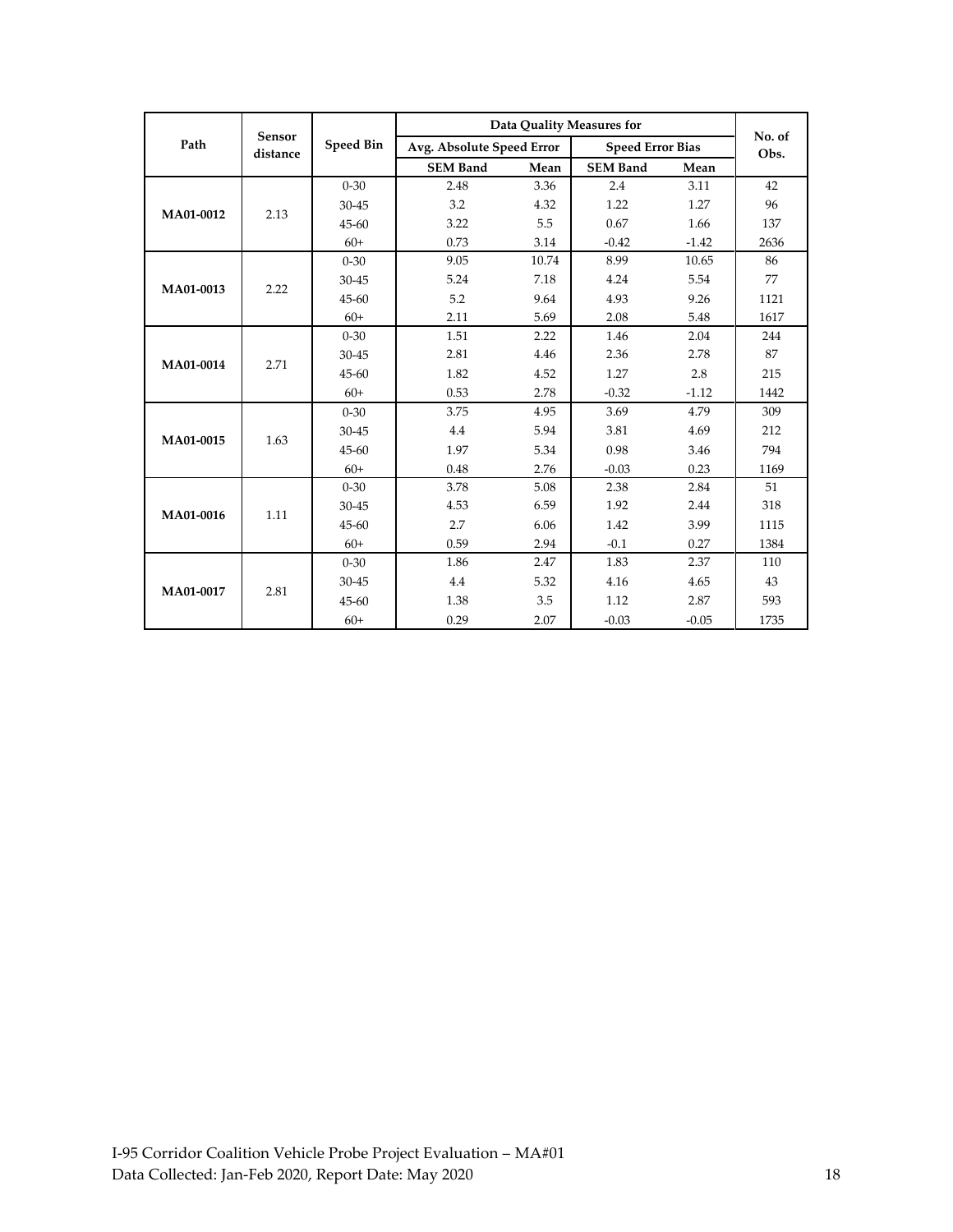| Path | Sensor distance | Speed Bin | Data Quality Measures for | | | | No. of Obs. |
|---|---|---|---|---|---|---|---|
| | | | Avg. Absolute Speed Error | | Speed Error Bias | | |
| | | | SEM Band | Mean | SEM Band | Mean | |
| MA01-0012 | 2.13 | 0-30 | 2.48 | 3.36 | 2.4 | 3.11 | 42 |
| | | 30-45 | 3.2 | 4.32 | 1.22 | 1.27 | 96 |
| | | 45-60 | 3.22 | 5.5 | 0.67 | 1.66 | 137 |
| | | 60+ | 0.73 | 3.14 | -0.42 | -1.42 | 2636 |
| MA01-0013 | 2.22 | 0-30 | 9.05 | 10.74 | 8.99 | 10.65 | 86 |
| | | 30-45 | 5.24 | 7.18 | 4.24 | 5.54 | 77 |
| | | 45-60 | 5.2 | 9.64 | 4.93 | 9.26 | 1121 |
| | | 60+ | 2.11 | 5.69 | 2.08 | 5.48 | 1617 |
| MA01-0014 | 2.71 | 0-30 | 1.51 | 2.22 | 1.46 | 2.04 | 244 |
| | | 30-45 | 2.81 | 4.46 | 2.36 | 2.78 | 87 |
| | | 45-60 | 1.82 | 4.52 | 1.27 | 2.8 | 215 |
| | | 60+ | 0.53 | 2.78 | -0.32 | -1.12 | 1442 |
| MA01-0015 | 1.63 | 0-30 | 3.75 | 4.95 | 3.69 | 4.79 | 309 |
| | | 30-45 | 4.4 | 5.94 | 3.81 | 4.69 | 212 |
| | | 45-60 | 1.97 | 5.34 | 0.98 | 3.46 | 794 |
| | | 60+ | 0.48 | 2.76 | -0.03 | 0.23 | 1169 |
| MA01-0016 | 1.11 | 0-30 | 3.78 | 5.08 | 2.38 | 2.84 | 51 |
| | | 30-45 | 4.53 | 6.59 | 1.92 | 2.44 | 318 |
| | | 45-60 | 2.7 | 6.06 | 1.42 | 3.99 | 1115 |
| | | 60+ | 0.59 | 2.94 | -0.1 | 0.27 | 1384 |
| MA01-0017 | 2.81 | 0-30 | 1.86 | 2.47 | 1.83 | 2.37 | 110 |
| | | 30-45 | 4.4 | 5.32 | 4.16 | 4.65 | 43 |
| | | 45-60 | 1.38 | 3.5 | 1.12 | 2.87 | 593 |
| | | 60+ | 0.29 | 2.07 | -0.03 | -0.05 | 1735 |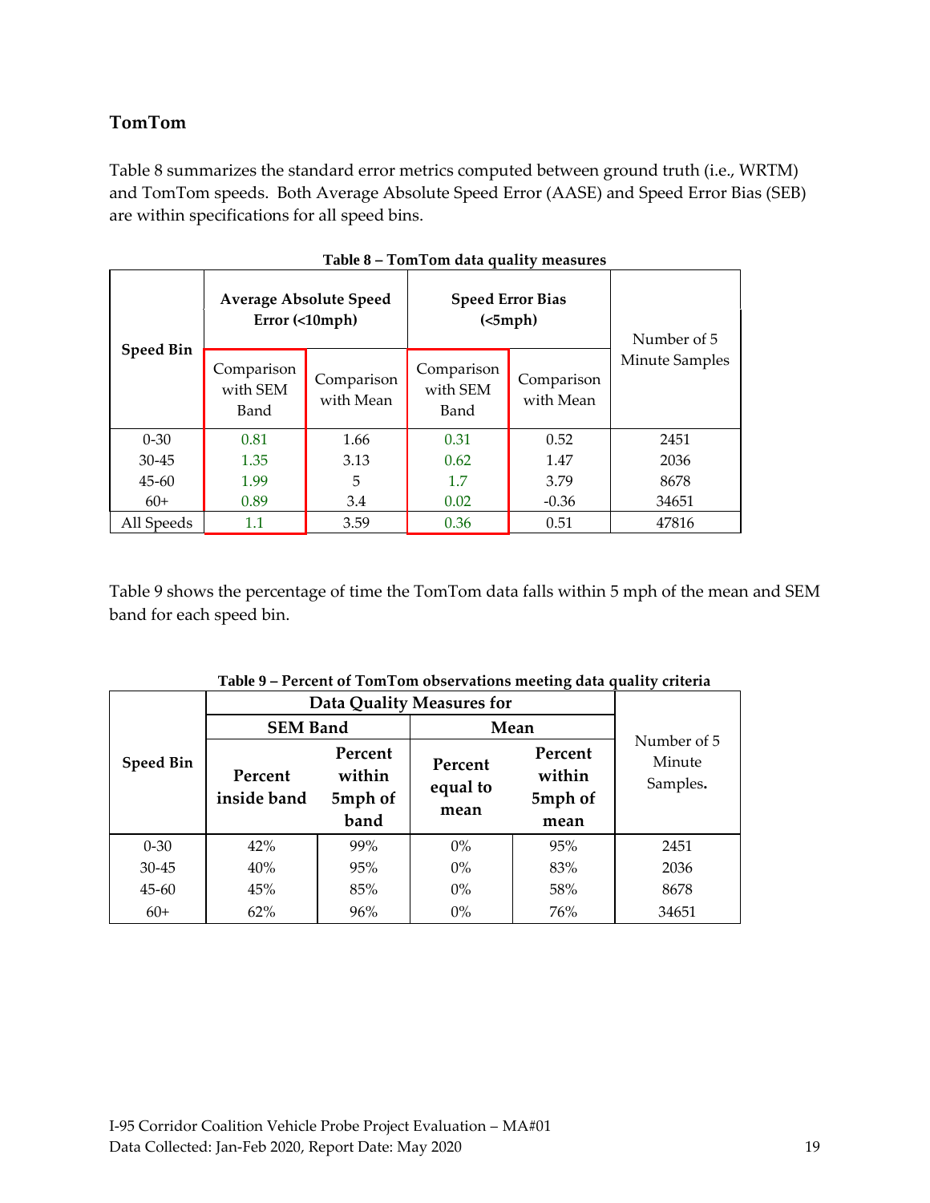## TomTom

Table 8 summarizes the standard error metrics computed between ground truth (i.e., WRTM) and TomTom speeds. Both Average Absolute Speed Error (AASE) and Speed Error Bias (SEB) are within specifications for all speed bins.

**Table 8 – TomTom data quality measures**

| Speed Bin | Average Absolute Speed Error (<10mph) | | Speed Error Bias (<5mph) | | Number of 5 Minute Samples |
|---|---|---|---|---|---|
| | Comparison with SEM Band | Comparison with Mean | Comparison with SEM Band | Comparison with Mean | |
| 0-30 | 0.81 | 1.66 | 0.31 | 0.52 | 2451 |
| 30-45 | 1.35 | 3.13 | 0.62 | 1.47 | 2036 |
| 45-60 | 1.99 | 5 | 1.7 | 3.79 | 8678 |
| 60+ | 0.89 | 3.4 | 0.02 | -0.36 | 34651 |
| All Speeds | 1.1 | 3.59 | 0.36 | 0.51 | 47816 |

Table 9 shows the percentage of time the TomTom data falls within 5 mph of the mean and SEM band for each speed bin.

**Table 9 – Percent of TomTom observations meeting data quality criteria**

| Speed Bin | Data Quality Measures for | | | | Number of 5 Minute Samples. |
|---|---|---|---|---|---|
| | SEM Band | | Mean | | |
| | **Percent inside band** | **Percent within 5mph of band** | **Percent equal to mean** | **Percent within 5mph of mean** | |
| 0-30 | 42% | 99% | 0% | 95% | 2451 |
| 30-45 | 40% | 95% | 0% | 83% | 2036 |
| 45-60 | 45% | 85% | 0% | 58% | 8678 |
| 60+ | 62% | 96% | 0% | 76% | 34651 |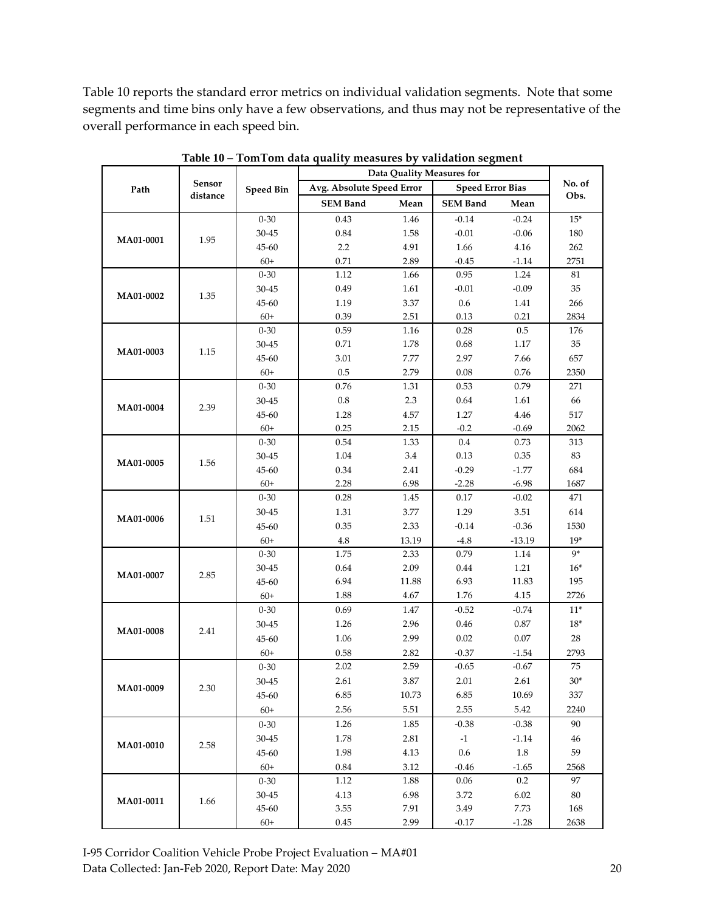Table 10 reports the standard error metrics on individual validation segments. Note that some segments and time bins only have a few observations, and thus may not be representative of the overall performance in each speed bin.

**Table 10 – TomTom data quality measures by validation segment**

| Path | Sensor distance | Speed Bin | Data Quality Measures for | | | | No. of Obs. |
|---|---|---|---|---|---|---|---|
| | | | Avg. Absolute Speed Error | | Speed Error Bias | | |
| | | | SEM Band | Mean | SEM Band | Mean | |
| MA01-0001 | 1.95 | 0-30 | 0.43 | 1.46 | -0.14 | -0.24 | 15* |
| | | 30-45 | 0.84 | 1.58 | -0.01 | -0.06 | 180 |
| | | 45-60 | 2.2 | 4.91 | 1.66 | 4.16 | 262 |
| | | 60+ | 0.71 | 2.89 | -0.45 | -1.14 | 2751 |
| MA01-0002 | 1.35 | 0-30 | 1.12 | 1.66 | 0.95 | 1.24 | 81 |
| | | 30-45 | 0.49 | 1.61 | -0.01 | -0.09 | 35 |
| | | 45-60 | 1.19 | 3.37 | 0.6 | 1.41 | 266 |
| | | 60+ | 0.39 | 2.51 | 0.13 | 0.21 | 2834 |
| MA01-0003 | 1.15 | 0-30 | 0.59 | 1.16 | 0.28 | 0.5 | 176 |
| | | 30-45 | 0.71 | 1.78 | 0.68 | 1.17 | 35 |
| | | 45-60 | 3.01 | 7.77 | 2.97 | 7.66 | 657 |
| | | 60+ | 0.5 | 2.79 | 0.08 | 0.76 | 2350 |
| MA01-0004 | 2.39 | 0-30 | 0.76 | 1.31 | 0.53 | 0.79 | 271 |
| | | 30-45 | 0.8 | 2.3 | 0.64 | 1.61 | 66 |
| | | 45-60 | 1.28 | 4.57 | 1.27 | 4.46 | 517 |
| | | 60+ | 0.25 | 2.15 | -0.2 | -0.69 | 2062 |
| MA01-0005 | 1.56 | 0-30 | 0.54 | 1.33 | 0.4 | 0.73 | 313 |
| | | 30-45 | 1.04 | 3.4 | 0.13 | 0.35 | 83 |
| | | 45-60 | 0.34 | 2.41 | -0.29 | -1.77 | 684 |
| | | 60+ | 2.28 | 6.98 | -2.28 | -6.98 | 1687 |
| MA01-0006 | 1.51 | 0-30 | 0.28 | 1.45 | 0.17 | -0.02 | 471 |
| | | 30-45 | 1.31 | 3.77 | 1.29 | 3.51 | 614 |
| | | 45-60 | 0.35 | 2.33 | -0.14 | -0.36 | 1530 |
| | | 60+ | 4.8 | 13.19 | -4.8 | -13.19 | 19* |
| MA01-0007 | 2.85 | 0-30 | 1.75 | 2.33 | 0.79 | 1.14 | 9* |
| | | 30-45 | 0.64 | 2.09 | 0.44 | 1.21 | 16* |
| | | 45-60 | 6.94 | 11.88 | 6.93 | 11.83 | 195 |
| | | 60+ | 1.88 | 4.67 | 1.76 | 4.15 | 2726 |
| MA01-0008 | 2.41 | 0-30 | 0.69 | 1.47 | -0.52 | -0.74 | 11* |
| | | 30-45 | 1.26 | 2.96 | 0.46 | 0.87 | 18* |
| | | 45-60 | 1.06 | 2.99 | 0.02 | 0.07 | 28 |
| | | 60+ | 0.58 | 2.82 | -0.37 | -1.54 | 2793 |
| MA01-0009 | 2.30 | 0-30 | 2.02 | 2.59 | -0.65 | -0.67 | 75 |
| | | 30-45 | 2.61 | 3.87 | 2.01 | 2.61 | 30* |
| | | 45-60 | 6.85 | 10.73 | 6.85 | 10.69 | 337 |
| | | 60+ | 2.56 | 5.51 | 2.55 | 5.42 | 2240 |
| MA01-0010 | 2.58 | 0-30 | 1.26 | 1.85 | -0.38 | -0.38 | 90 |
| | | 30-45 | 1.78 | 2.81 | -1 | -1.14 | 46 |
| | | 45-60 | 1.98 | 4.13 | 0.6 | 1.8 | 59 |
| | | 60+ | 0.84 | 3.12 | -0.46 | -1.65 | 2568 |
| MA01-0011 | 1.66 | 0-30 | 1.12 | 1.88 | 0.06 | 0.2 | 97 |
| | | 30-45 | 4.13 | 6.98 | 3.72 | 6.02 | 80 |
| | | 45-60 | 3.55 | 7.91 | 3.49 | 7.73 | 168 |
| | | 60+ | 0.45 | 2.99 | -0.17 | -1.28 | 2638 |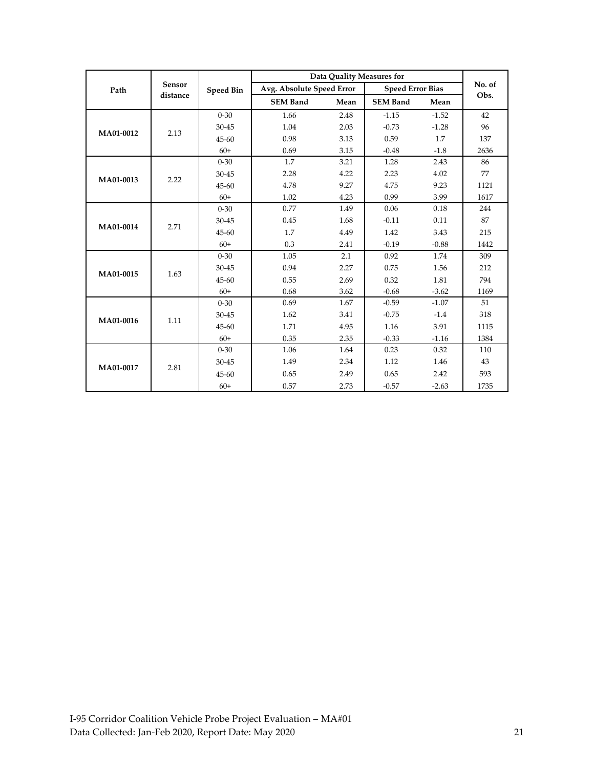| Path | Sensor distance | Speed Bin | Data Quality Measures for | | | | No. of Obs. |
|---|---|---|---|---|---|---|---|
| | | | Avg. Absolute Speed Error | | Speed Error Bias | | |
| | | | SEM Band | Mean | SEM Band | Mean | |
| **MA01-0012** | 2.13 | 0-30 | 1.66 | 2.48 | -1.15 | -1.52 | 42 |
| | | 30-45 | 1.04 | 2.03 | -0.73 | -1.28 | 96 |
| | | 45-60 | 0.98 | 3.13 | 0.59 | 1.7 | 137 |
| | | 60+ | 0.69 | 3.15 | -0.48 | -1.8 | 2636 |
| **MA01-0013** | 2.22 | 0-30 | 1.7 | 3.21 | 1.28 | 2.43 | 86 |
| | | 30-45 | 2.28 | 4.22 | 2.23 | 4.02 | 77 |
| | | 45-60 | 4.78 | 9.27 | 4.75 | 9.23 | 1121 |
| | | 60+ | 1.02 | 4.23 | 0.99 | 3.99 | 1617 |
| **MA01-0014** | 2.71 | 0-30 | 0.77 | 1.49 | 0.06 | 0.18 | 244 |
| | | 30-45 | 0.45 | 1.68 | -0.11 | 0.11 | 87 |
| | | 45-60 | 1.7 | 4.49 | 1.42 | 3.43 | 215 |
| | | 60+ | 0.3 | 2.41 | -0.19 | -0.88 | 1442 |
| **MA01-0015** | 1.63 | 0-30 | 1.05 | 2.1 | 0.92 | 1.74 | 309 |
| | | 30-45 | 0.94 | 2.27 | 0.75 | 1.56 | 212 |
| | | 45-60 | 0.55 | 2.69 | 0.32 | 1.81 | 794 |
| | | 60+ | 0.68 | 3.62 | -0.68 | -3.62 | 1169 |
| **MA01-0016** | 1.11 | 0-30 | 0.69 | 1.67 | -0.59 | -1.07 | 51 |
| | | 30-45 | 1.62 | 3.41 | -0.75 | -1.4 | 318 |
| | | 45-60 | 1.71 | 4.95 | 1.16 | 3.91 | 1115 |
| | | 60+ | 0.35 | 2.35 | -0.33 | -1.16 | 1384 |
| **MA01-0017** | 2.81 | 0-30 | 1.06 | 1.64 | 0.23 | 0.32 | 110 |
| | | 30-45 | 1.49 | 2.34 | 1.12 | 1.46 | 43 |
| | | 45-60 | 0.65 | 2.49 | 0.65 | 2.42 | 593 |
| | | 60+ | 0.57 | 2.73 | -0.57 | -2.63 | 1735 |